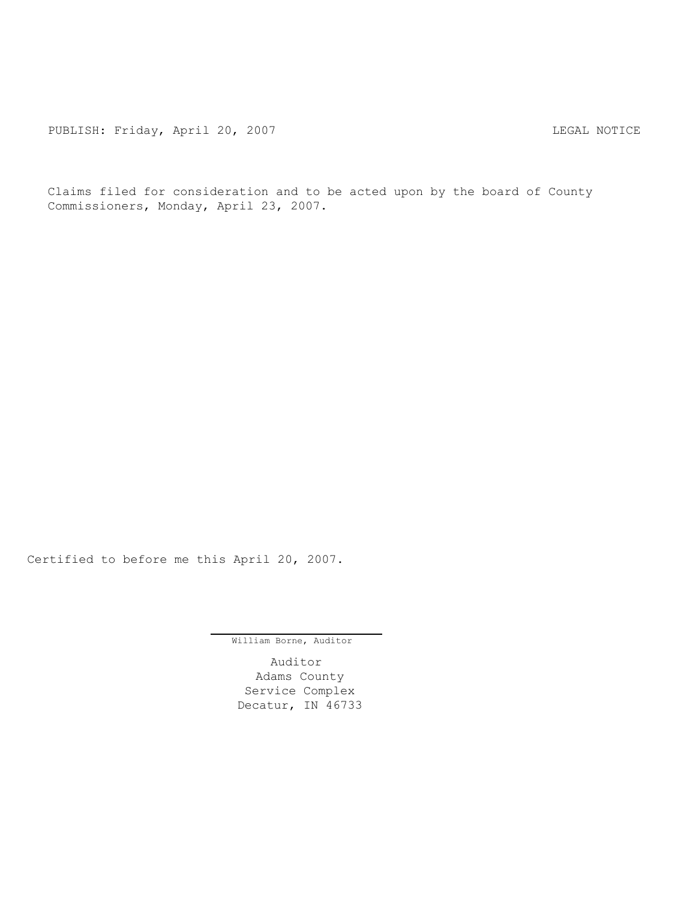PUBLISH: Friday, April 20, 2007 LEGAL NOTICE

Claims filed for consideration and to be acted upon by the board of County Commissioners, Monday, April 23, 2007.

Certified to before me this April 20, 2007.

William Borne, Auditor

Auditor
Adams County
Service Complex
Decatur, IN 46733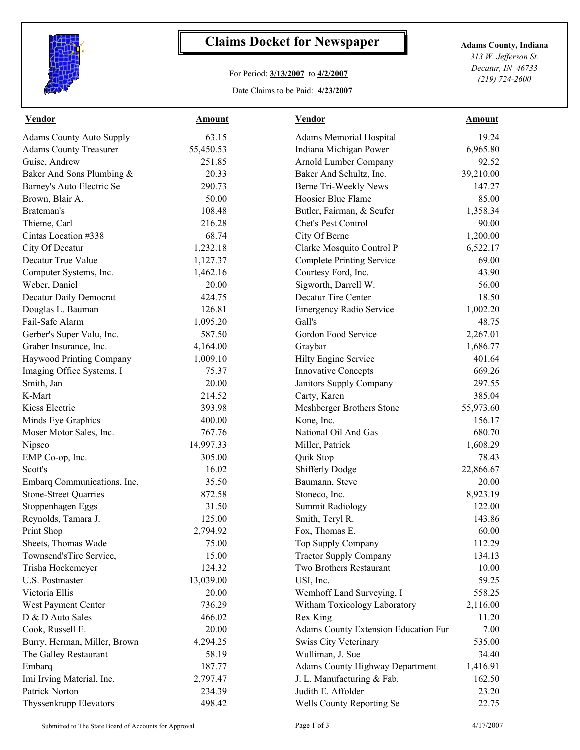# Claims Docket for Newspaper

For Period: **3/13/2007** to **4/2/2007**

Date Claims to be Paid: **4/23/2007**

**Adams County, Indiana**
*313 W. Jefferson St.*
*Decatur, IN 46733*
*(219) 724-2600*

| Vendor | Amount | Vendor | Amount |
|---|---|---|---|
| Adams County Auto Supply | 63.15 | Adams Memorial Hospital | 19.24 |
| Adams County Treasurer | 55,450.53 | Indiana Michigan Power | 6,965.80 |
| Guise, Andrew | 251.85 | Arnold Lumber Company | 92.52 |
| Baker And Sons Plumbing & | 20.33 | Baker And Schultz, Inc. | 39,210.00 |
| Barney's Auto Electric Se | 290.73 | Berne Tri-Weekly News | 147.27 |
| Brown, Blair A. | 50.00 | Hoosier Blue Flame | 85.00 |
| Brateman's | 108.48 | Butler, Fairman, & Seufer | 1,358.34 |
| Thieme, Carl | 216.28 | Chet's Pest Control | 90.00 |
| Cintas Location #338 | 68.74 | City Of Berne | 1,200.00 |
| City Of Decatur | 1,232.18 | Clarke Mosquito Control P | 6,522.17 |
| Decatur True Value | 1,127.37 | Complete Printing Service | 69.00 |
| Computer Systems, Inc. | 1,462.16 | Courtesy Ford, Inc. | 43.90 |
| Weber, Daniel | 20.00 | Sigworth, Darrell W. | 56.00 |
| Decatur Daily Democrat | 424.75 | Decatur Tire Center | 18.50 |
| Douglas L. Bauman | 126.81 | Emergency Radio Service | 1,002.20 |
| Fail-Safe Alarm | 1,095.20 | Gall's | 48.75 |
| Gerber's Super Valu, Inc. | 587.50 | Gordon Food Service | 2,267.01 |
| Graber Insurance, Inc. | 4,164.00 | Graybar | 1,686.77 |
| Haywood Printing Company | 1,009.10 | Hilty Engine Service | 401.64 |
| Imaging Office Systems, I | 75.37 | Innovative Concepts | 669.26 |
| Smith, Jan | 20.00 | Janitors Supply Company | 297.55 |
| K-Mart | 214.52 | Carty, Karen | 385.04 |
| Kiess Electric | 393.98 | Meshberger Brothers Stone | 55,973.60 |
| Minds Eye Graphics | 400.00 | Kone, Inc. | 156.17 |
| Moser Motor Sales, Inc. | 767.76 | National Oil And Gas | 680.70 |
| Nipsco | 14,997.33 | Miller, Patrick | 1,608.29 |
| EMP Co-op, Inc. | 305.00 | Quik Stop | 78.43 |
| Scott's | 16.02 | Shifferly Dodge | 22,866.67 |
| Embarq Communications, Inc. | 35.50 | Baumann, Steve | 20.00 |
| Stone-Street Quarries | 872.58 | Stoneco, Inc. | 8,923.19 |
| Stoppenhagen Eggs | 31.50 | Summit Radiology | 122.00 |
| Reynolds, Tamara J. | 125.00 | Smith, Teryl R. | 143.86 |
| Print Shop | 2,794.92 | Fox, Thomas E. | 60.00 |
| Sheets, Thomas Wade | 75.00 | Top Supply Company | 112.29 |
| Townsend'sTire Service, | 15.00 | Tractor Supply Company | 134.13 |
| Trisha Hockemeyer | 124.32 | Two Brothers Restaurant | 10.00 |
| U.S. Postmaster | 13,039.00 | USI, Inc. | 59.25 |
| Victoria Ellis | 20.00 | Wemhoff Land Surveying, I | 558.25 |
| West Payment Center | 736.29 | Witham Toxicology Laboratory | 2,116.00 |
| D & D Auto Sales | 466.02 | Rex King | 11.20 |
| Cook, Russell E. | 20.00 | Adams County Extension Education Fur | 7.00 |
| Burry, Herman, Miller, Brown | 4,294.25 | Swiss City Veterinary | 535.00 |
| The Galley Restaurant | 58.19 | Wulliman, J. Sue | 34.40 |
| Embarq | 187.77 | Adams County Highway Department | 1,416.91 |
| Imi Irving Material, Inc. | 2,797.47 | J. L. Manufacturing & Fab. | 162.50 |
| Patrick Norton | 234.39 | Judith E. Affolder | 23.20 |
| Thyssenkrupp Elevators | 498.42 | Wells County Reporting Se | 22.75 |

Submitted to The State Board of Accounts for Approval

4/17/2007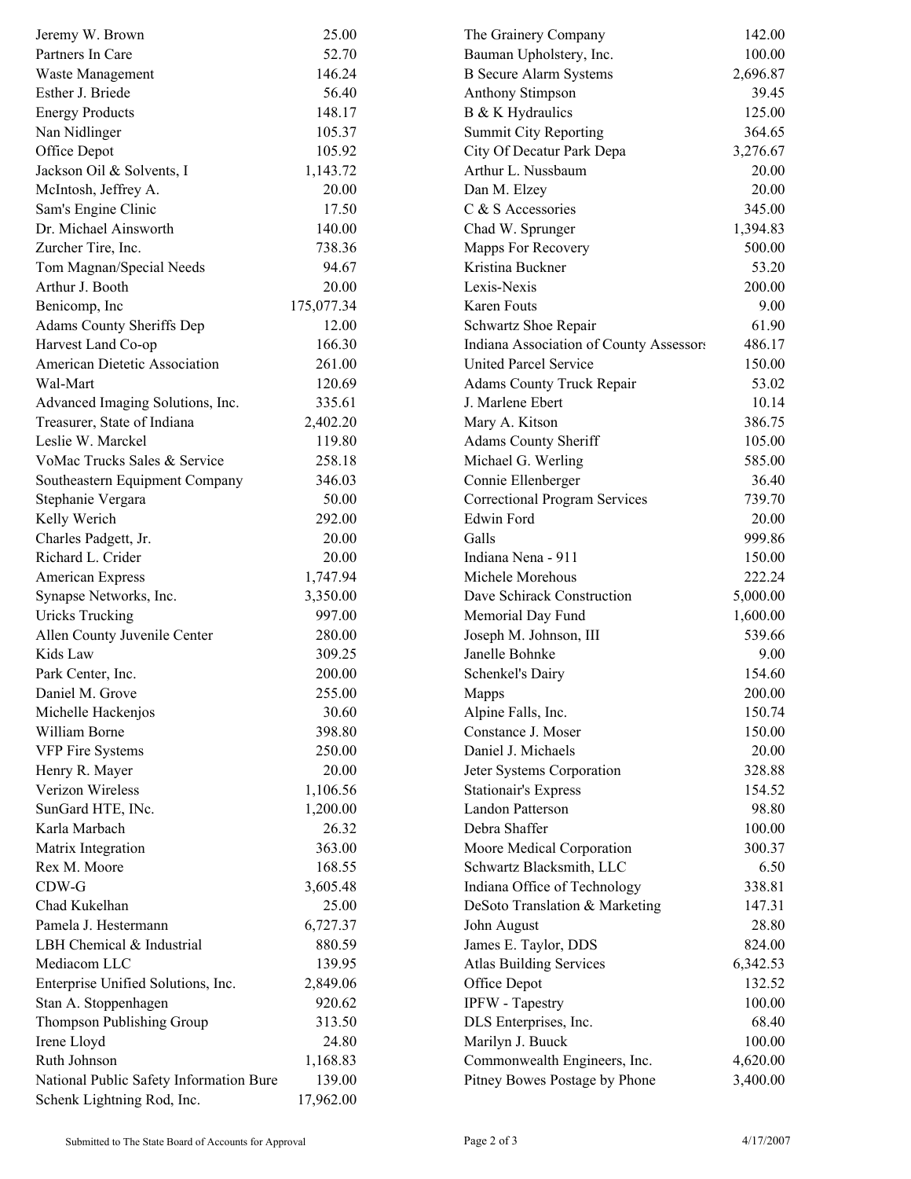| | | | |
|---|---|---|---|
| Jeremy W. Brown | 25.00 | The Grainery Company | 142.00 |
| Partners In Care | 52.70 | Bauman Upholstery, Inc. | 100.00 |
| Waste Management | 146.24 | B Secure Alarm Systems | 2,696.87 |
| Esther J. Briede | 56.40 | Anthony Stimpson | 39.45 |
| Energy Products | 148.17 | B & K Hydraulics | 125.00 |
| Nan Nidlinger | 105.37 | Summit City Reporting | 364.65 |
| Office Depot | 105.92 | City Of Decatur Park Depa | 3,276.67 |
| Jackson Oil & Solvents, I | 1,143.72 | Arthur L. Nussbaum | 20.00 |
| McIntosh, Jeffrey A. | 20.00 | Dan M. Elzey | 20.00 |
| Sam's Engine Clinic | 17.50 | C & S Accessories | 345.00 |
| Dr. Michael Ainsworth | 140.00 | Chad W. Sprunger | 1,394.83 |
| Zurcher Tire, Inc. | 738.36 | Mapps For Recovery | 500.00 |
| Tom Magnan/Special Needs | 94.67 | Kristina Buckner | 53.20 |
| Arthur J. Booth | 20.00 | Lexis-Nexis | 200.00 |
| Benicomp, Inc | 175,077.34 | Karen Fouts | 9.00 |
| Adams County Sheriffs Dep | 12.00 | Schwartz Shoe Repair | 61.90 |
| Harvest Land Co-op | 166.30 | Indiana Association of County Assessors | 486.17 |
| American Dietetic Association | 261.00 | United Parcel Service | 150.00 |
| Wal-Mart | 120.69 | Adams County Truck Repair | 53.02 |
| Advanced Imaging Solutions, Inc. | 335.61 | J. Marlene Ebert | 10.14 |
| Treasurer, State of Indiana | 2,402.20 | Mary A. Kitson | 386.75 |
| Leslie W. Marckel | 119.80 | Adams County Sheriff | 105.00 |
| VoMac Trucks Sales & Service | 258.18 | Michael G. Werling | 585.00 |
| Southeastern Equipment Company | 346.03 | Connie Ellenberger | 36.40 |
| Stephanie Vergara | 50.00 | Correctional Program Services | 739.70 |
| Kelly Werich | 292.00 | Edwin Ford | 20.00 |
| Charles Padgett, Jr. | 20.00 | Galls | 999.86 |
| Richard L. Crider | 20.00 | Indiana Nena - 911 | 150.00 |
| American Express | 1,747.94 | Michele Morehous | 222.24 |
| Synapse Networks, Inc. | 3,350.00 | Dave Schirack Construction | 5,000.00 |
| Uricks Trucking | 997.00 | Memorial Day Fund | 1,600.00 |
| Allen County Juvenile Center | 280.00 | Joseph M. Johnson, III | 539.66 |
| Kids Law | 309.25 | Janelle Bohnke | 9.00 |
| Park Center, Inc. | 200.00 | Schenkel's Dairy | 154.60 |
| Daniel M. Grove | 255.00 | Mapps | 200.00 |
| Michelle Hackenjos | 30.60 | Alpine Falls, Inc. | 150.74 |
| William Borne | 398.80 | Constance J. Moser | 150.00 |
| VFP Fire Systems | 250.00 | Daniel J. Michaels | 20.00 |
| Henry R. Mayer | 20.00 | Jeter Systems Corporation | 328.88 |
| Verizon Wireless | 1,106.56 | Stationair's Express | 154.52 |
| SunGard HTE, INc. | 1,200.00 | Landon Patterson | 98.80 |
| Karla Marbach | 26.32 | Debra Shaffer | 100.00 |
| Matrix Integration | 363.00 | Moore Medical Corporation | 300.37 |
| Rex M. Moore | 168.55 | Schwartz Blacksmith, LLC | 6.50 |
| CDW-G | 3,605.48 | Indiana Office of Technology | 338.81 |
| Chad Kukelhan | 25.00 | DeSoto Translation & Marketing | 147.31 |
| Pamela J. Hestermann | 6,727.37 | John August | 28.80 |
| LBH Chemical & Industrial | 880.59 | James E. Taylor, DDS | 824.00 |
| Mediacom LLC | 139.95 | Atlas Building Services | 6,342.53 |
| Enterprise Unified Solutions, Inc. | 2,849.06 | Office Depot | 132.52 |
| Stan A. Stoppenhagen | 920.62 | IPFW - Tapestry | 100.00 |
| Thompson Publishing Group | 313.50 | DLS Enterprises, Inc. | 68.40 |
| Irene Lloyd | 24.80 | Marilyn J. Buuck | 100.00 |
| Ruth Johnson | 1,168.83 | Commonwealth Engineers, Inc. | 4,620.00 |
| National Public Safety Information Bure | 139.00 | Pitney Bowes Postage by Phone | 3,400.00 |
| Schenk Lightning Rod, Inc. | 17,962.00 | | |

Submitted to The State Board of Accounts for Approval 4/17/2007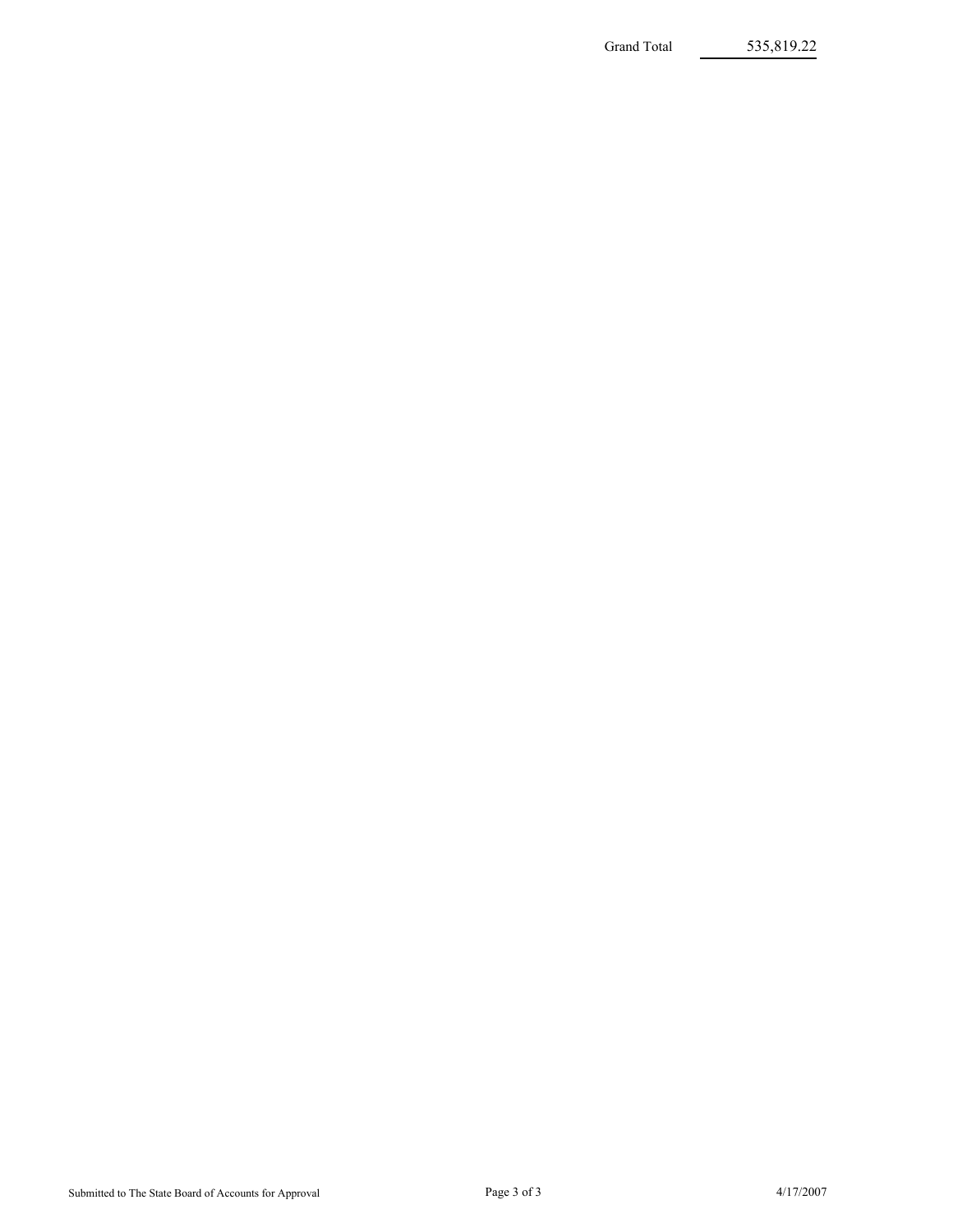Grand Total 535,819.22